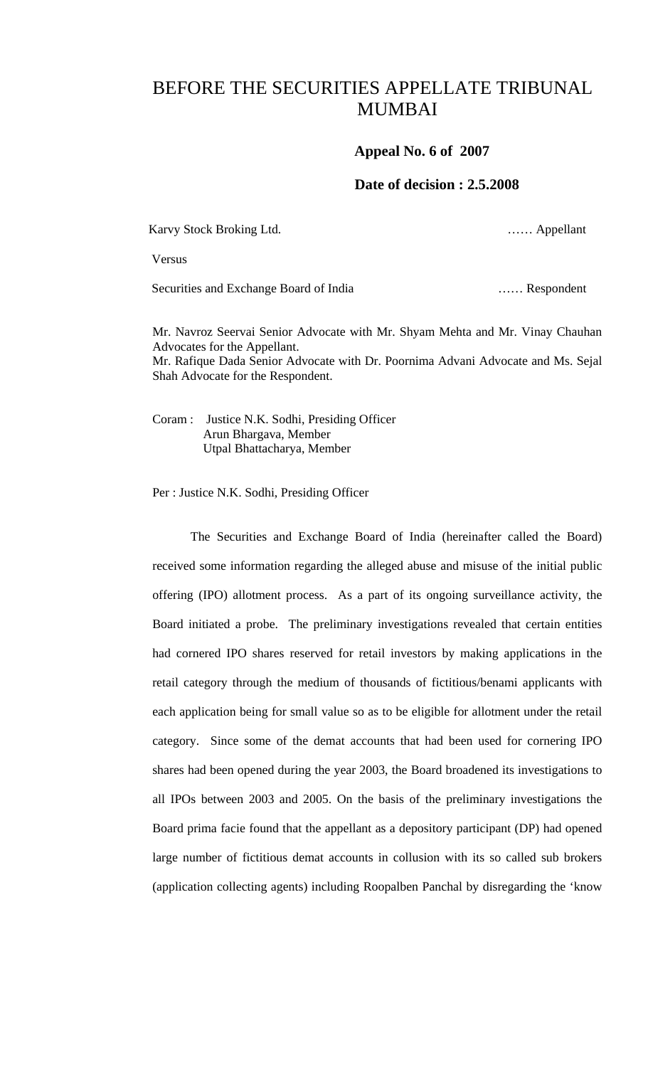# BEFORE THE SECURITIES APPELLATE TRIBUNAL MUMBAI

**Appeal No. 6 of 2007**

**Date of decision : 2.5.2008**

Karvy Stock Broking Ltd. …… Appellant

Versus

Securities and Exchange Board of India …… Respondent

Mr. Navroz Seervai Senior Advocate with Mr. Shyam Mehta and Mr. Vinay Chauhan Advocates for the Appellant.
Mr. Rafique Dada Senior Advocate with Dr. Poornima Advani Advocate and Ms. Sejal Shah Advocate for the Respondent.

Coram : Justice N.K. Sodhi, Presiding Officer
Arun Bhargava, Member
Utpal Bhattacharya, Member

Per : Justice N.K. Sodhi, Presiding Officer

The Securities and Exchange Board of India (hereinafter called the Board) received some information regarding the alleged abuse and misuse of the initial public offering (IPO) allotment process. As a part of its ongoing surveillance activity, the Board initiated a probe. The preliminary investigations revealed that certain entities had cornered IPO shares reserved for retail investors by making applications in the retail category through the medium of thousands of fictitious/benami applicants with each application being for small value so as to be eligible for allotment under the retail category. Since some of the demat accounts that had been used for cornering IPO shares had been opened during the year 2003, the Board broadened its investigations to all IPOs between 2003 and 2005. On the basis of the preliminary investigations the Board prima facie found that the appellant as a depository participant (DP) had opened large number of fictitious demat accounts in collusion with its so called sub brokers (application collecting agents) including Roopalben Panchal by disregarding the 'know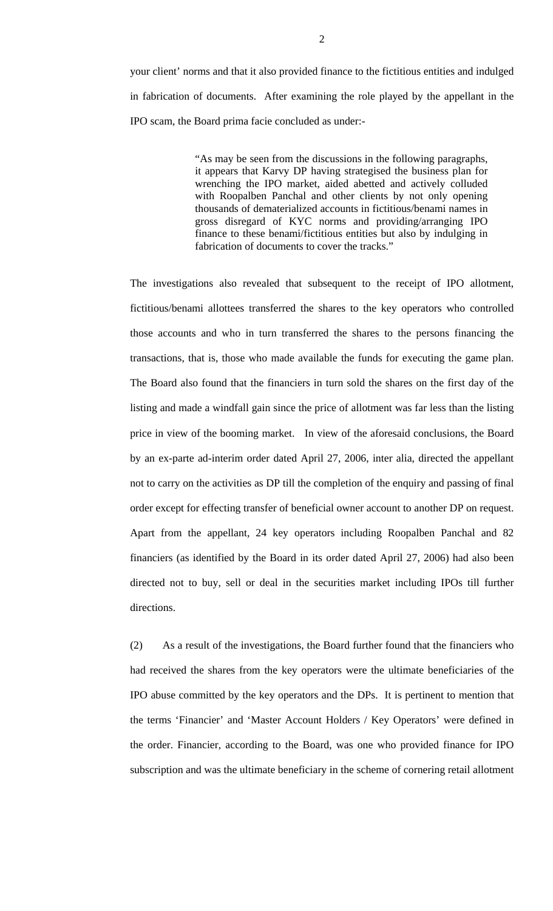your client' norms and that it also provided finance to the fictitious entities and indulged in fabrication of documents. After examining the role played by the appellant in the IPO scam, the Board prima facie concluded as under:-

> "As may be seen from the discussions in the following paragraphs, it appears that Karvy DP having strategised the business plan for wrenching the IPO market, aided abetted and actively colluded with Roopalben Panchal and other clients by not only opening thousands of dematerialized accounts in fictitious/benami names in gross disregard of KYC norms and providing/arranging IPO finance to these benami/fictitious entities but also by indulging in fabrication of documents to cover the tracks."

The investigations also revealed that subsequent to the receipt of IPO allotment, fictitious/benami allottees transferred the shares to the key operators who controlled those accounts and who in turn transferred the shares to the persons financing the transactions, that is, those who made available the funds for executing the game plan. The Board also found that the financiers in turn sold the shares on the first day of the listing and made a windfall gain since the price of allotment was far less than the listing price in view of the booming market. In view of the aforesaid conclusions, the Board by an ex-parte ad-interim order dated April 27, 2006, inter alia, directed the appellant not to carry on the activities as DP till the completion of the enquiry and passing of final order except for effecting transfer of beneficial owner account to another DP on request. Apart from the appellant, 24 key operators including Roopalben Panchal and 82 financiers (as identified by the Board in its order dated April 27, 2006) had also been directed not to buy, sell or deal in the securities market including IPOs till further directions.

(2) As a result of the investigations, the Board further found that the financiers who had received the shares from the key operators were the ultimate beneficiaries of the IPO abuse committed by the key operators and the DPs. It is pertinent to mention that the terms 'Financier' and 'Master Account Holders / Key Operators' were defined in the order. Financier, according to the Board, was one who provided finance for IPO subscription and was the ultimate beneficiary in the scheme of cornering retail allotment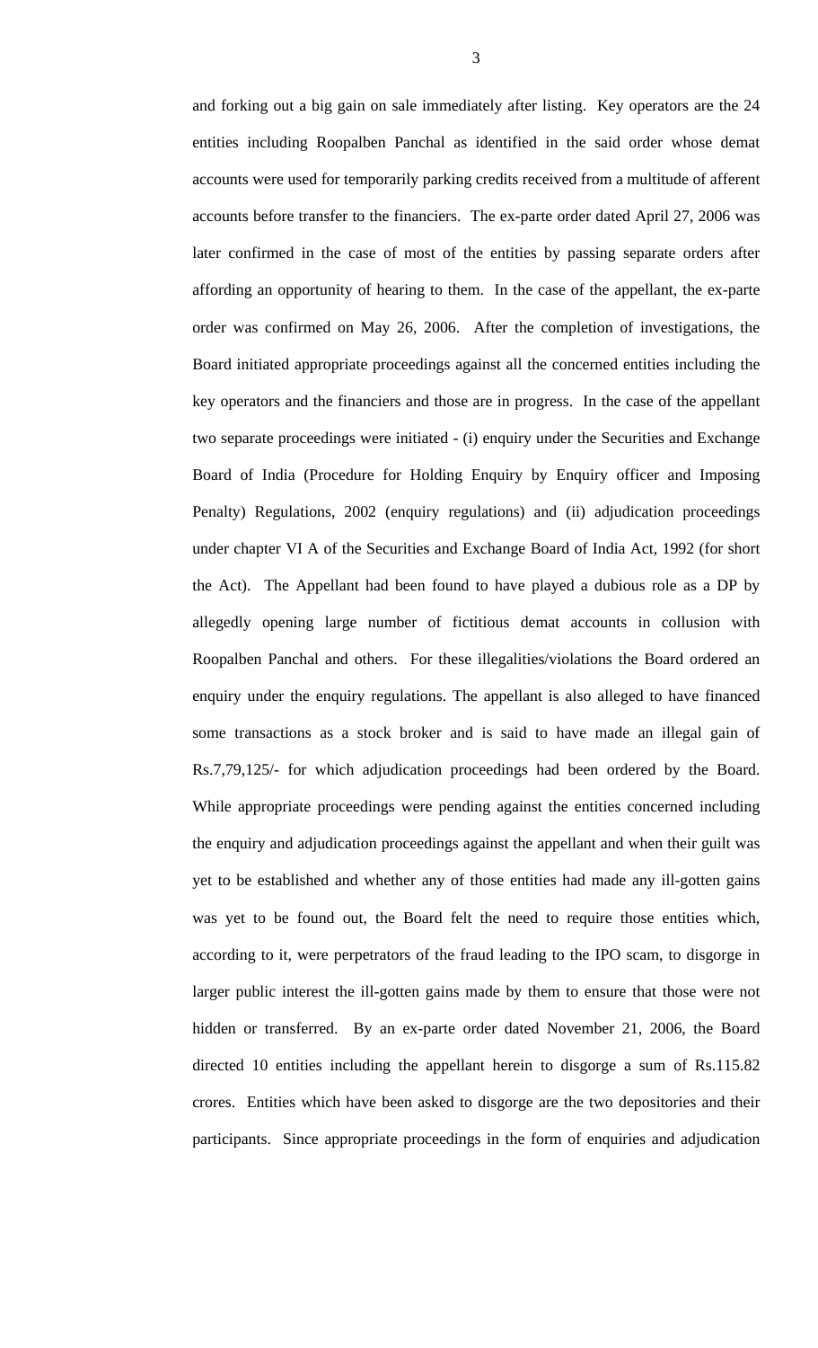and forking out a big gain on sale immediately after listing. Key operators are the 24 entities including Roopalben Panchal as identified in the said order whose demat accounts were used for temporarily parking credits received from a multitude of afferent accounts before transfer to the financiers. The ex-parte order dated April 27, 2006 was later confirmed in the case of most of the entities by passing separate orders after affording an opportunity of hearing to them. In the case of the appellant, the ex-parte order was confirmed on May 26, 2006. After the completion of investigations, the Board initiated appropriate proceedings against all the concerned entities including the key operators and the financiers and those are in progress. In the case of the appellant two separate proceedings were initiated - (i) enquiry under the Securities and Exchange Board of India (Procedure for Holding Enquiry by Enquiry officer and Imposing Penalty) Regulations, 2002 (enquiry regulations) and (ii) adjudication proceedings under chapter VI A of the Securities and Exchange Board of India Act, 1992 (for short the Act). The Appellant had been found to have played a dubious role as a DP by allegedly opening large number of fictitious demat accounts in collusion with Roopalben Panchal and others. For these illegalities/violations the Board ordered an enquiry under the enquiry regulations. The appellant is also alleged to have financed some transactions as a stock broker and is said to have made an illegal gain of Rs.7,79,125/- for which adjudication proceedings had been ordered by the Board. While appropriate proceedings were pending against the entities concerned including the enquiry and adjudication proceedings against the appellant and when their guilt was yet to be established and whether any of those entities had made any ill-gotten gains was yet to be found out, the Board felt the need to require those entities which, according to it, were perpetrators of the fraud leading to the IPO scam, to disgorge in larger public interest the ill-gotten gains made by them to ensure that those were not hidden or transferred. By an ex-parte order dated November 21, 2006, the Board directed 10 entities including the appellant herein to disgorge a sum of Rs.115.82 crores. Entities which have been asked to disgorge are the two depositories and their participants. Since appropriate proceedings in the form of enquiries and adjudication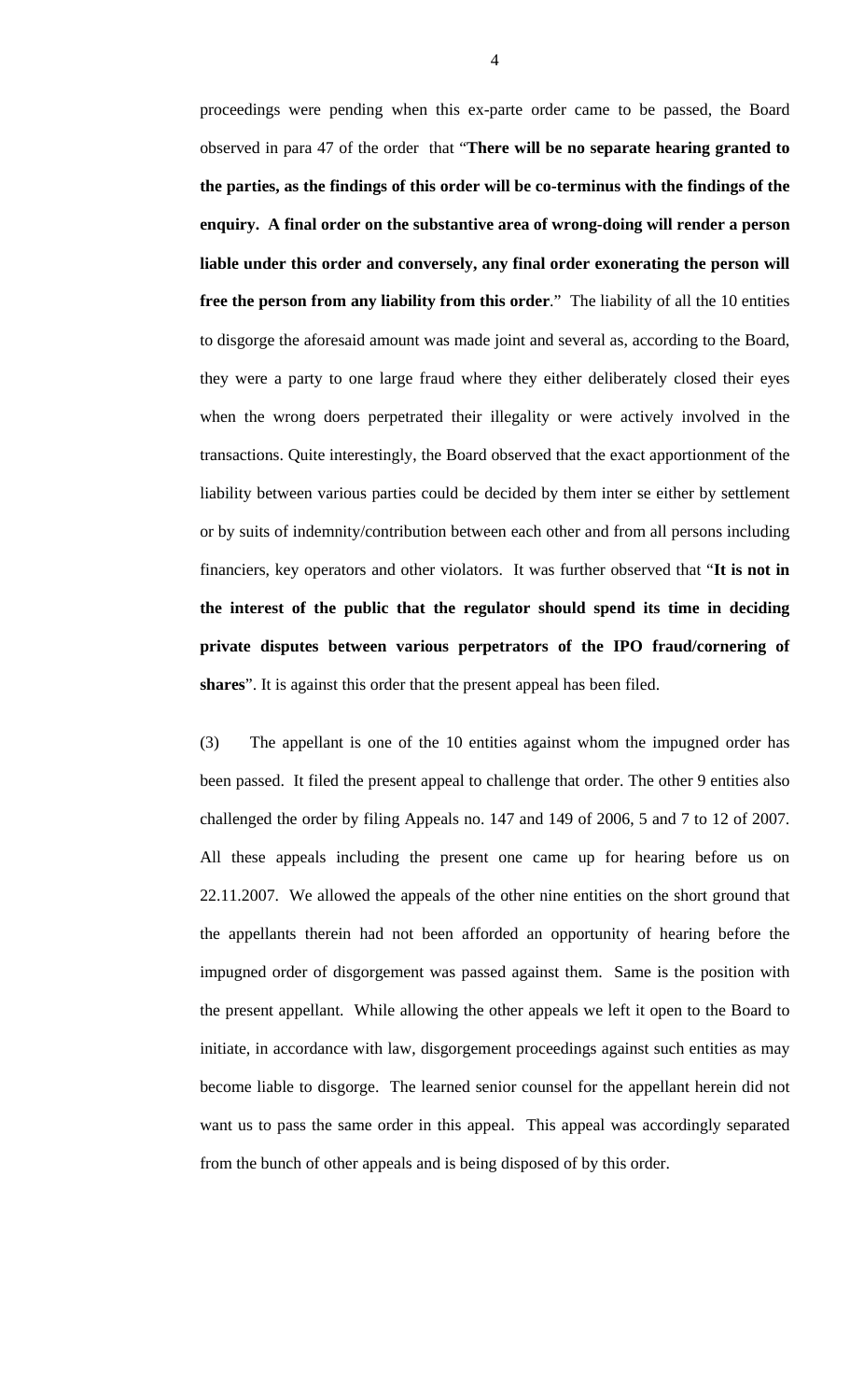proceedings were pending when this ex-parte order came to be passed, the Board observed in para 47 of the order that "**There will be no separate hearing granted to the parties, as the findings of this order will be co-terminus with the findings of the enquiry. A final order on the substantive area of wrong-doing will render a person liable under this order and conversely, any final order exonerating the person will free the person from any liability from this order**." The liability of all the 10 entities to disgorge the aforesaid amount was made joint and several as, according to the Board, they were a party to one large fraud where they either deliberately closed their eyes when the wrong doers perpetrated their illegality or were actively involved in the transactions. Quite interestingly, the Board observed that the exact apportionment of the liability between various parties could be decided by them inter se either by settlement or by suits of indemnity/contribution between each other and from all persons including financiers, key operators and other violators. It was further observed that "**It is not in the interest of the public that the regulator should spend its time in deciding private disputes between various perpetrators of the IPO fraud/cornering of shares**". It is against this order that the present appeal has been filed.

(3) The appellant is one of the 10 entities against whom the impugned order has been passed. It filed the present appeal to challenge that order. The other 9 entities also challenged the order by filing Appeals no. 147 and 149 of 2006, 5 and 7 to 12 of 2007. All these appeals including the present one came up for hearing before us on 22.11.2007. We allowed the appeals of the other nine entities on the short ground that the appellants therein had not been afforded an opportunity of hearing before the impugned order of disgorgement was passed against them. Same is the position with the present appellant. While allowing the other appeals we left it open to the Board to initiate, in accordance with law, disgorgement proceedings against such entities as may become liable to disgorge. The learned senior counsel for the appellant herein did not want us to pass the same order in this appeal. This appeal was accordingly separated from the bunch of other appeals and is being disposed of by this order.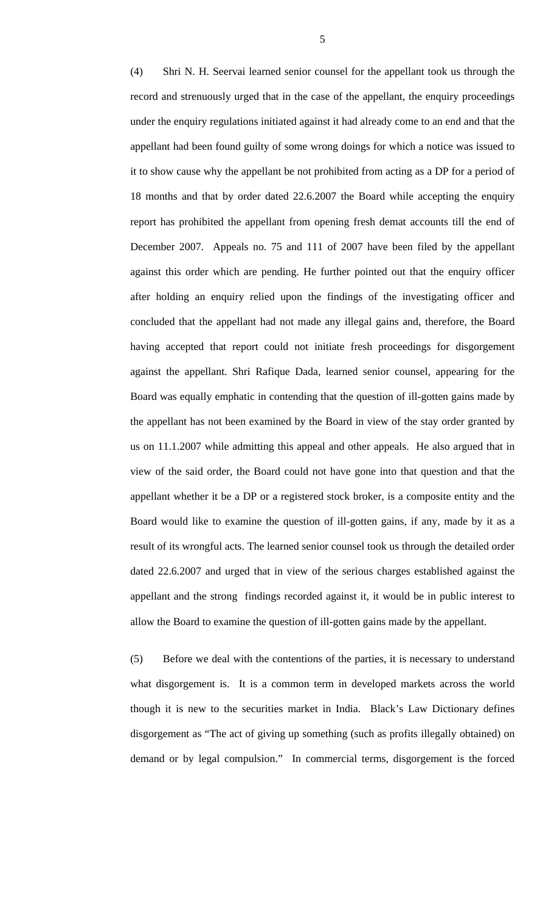(4) Shri N. H. Seervai learned senior counsel for the appellant took us through the record and strenuously urged that in the case of the appellant, the enquiry proceedings under the enquiry regulations initiated against it had already come to an end and that the appellant had been found guilty of some wrong doings for which a notice was issued to it to show cause why the appellant be not prohibited from acting as a DP for a period of 18 months and that by order dated 22.6.2007 the Board while accepting the enquiry report has prohibited the appellant from opening fresh demat accounts till the end of December 2007. Appeals no. 75 and 111 of 2007 have been filed by the appellant against this order which are pending. He further pointed out that the enquiry officer after holding an enquiry relied upon the findings of the investigating officer and concluded that the appellant had not made any illegal gains and, therefore, the Board having accepted that report could not initiate fresh proceedings for disgorgement against the appellant. Shri Rafique Dada, learned senior counsel, appearing for the Board was equally emphatic in contending that the question of ill-gotten gains made by the appellant has not been examined by the Board in view of the stay order granted by us on 11.1.2007 while admitting this appeal and other appeals. He also argued that in view of the said order, the Board could not have gone into that question and that the appellant whether it be a DP or a registered stock broker, is a composite entity and the Board would like to examine the question of ill-gotten gains, if any, made by it as a result of its wrongful acts. The learned senior counsel took us through the detailed order dated 22.6.2007 and urged that in view of the serious charges established against the appellant and the strong findings recorded against it, it would be in public interest to allow the Board to examine the question of ill-gotten gains made by the appellant.

(5) Before we deal with the contentions of the parties, it is necessary to understand what disgorgement is. It is a common term in developed markets across the world though it is new to the securities market in India. Black's Law Dictionary defines disgorgement as "The act of giving up something (such as profits illegally obtained) on demand or by legal compulsion." In commercial terms, disgorgement is the forced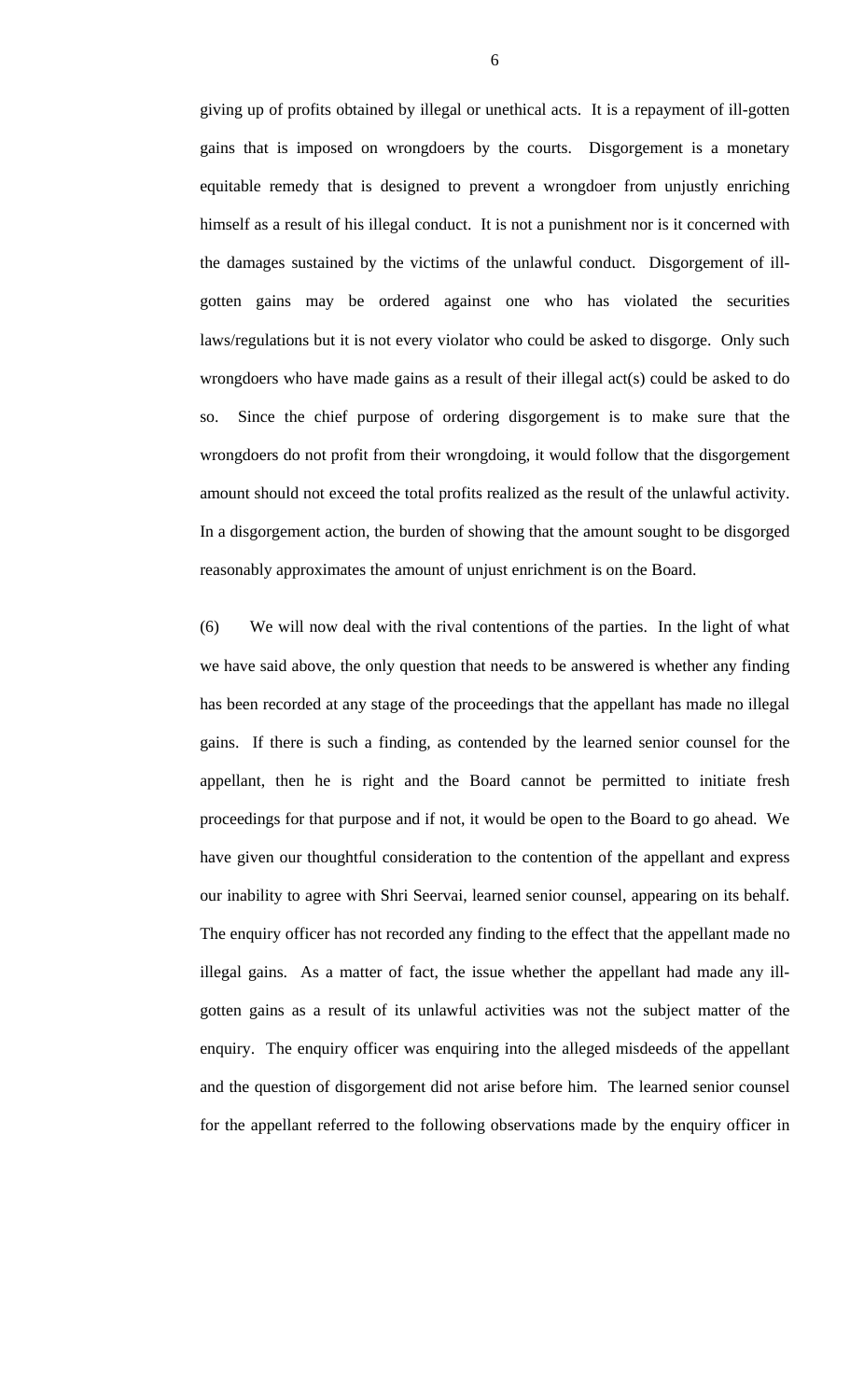giving up of profits obtained by illegal or unethical acts. It is a repayment of ill-gotten gains that is imposed on wrongdoers by the courts. Disgorgement is a monetary equitable remedy that is designed to prevent a wrongdoer from unjustly enriching himself as a result of his illegal conduct. It is not a punishment nor is it concerned with the damages sustained by the victims of the unlawful conduct. Disgorgement of ill-gotten gains may be ordered against one who has violated the securities laws/regulations but it is not every violator who could be asked to disgorge. Only such wrongdoers who have made gains as a result of their illegal act(s) could be asked to do so. Since the chief purpose of ordering disgorgement is to make sure that the wrongdoers do not profit from their wrongdoing, it would follow that the disgorgement amount should not exceed the total profits realized as the result of the unlawful activity. In a disgorgement action, the burden of showing that the amount sought to be disgorged reasonably approximates the amount of unjust enrichment is on the Board.

(6) We will now deal with the rival contentions of the parties. In the light of what we have said above, the only question that needs to be answered is whether any finding has been recorded at any stage of the proceedings that the appellant has made no illegal gains. If there is such a finding, as contended by the learned senior counsel for the appellant, then he is right and the Board cannot be permitted to initiate fresh proceedings for that purpose and if not, it would be open to the Board to go ahead. We have given our thoughtful consideration to the contention of the appellant and express our inability to agree with Shri Seervai, learned senior counsel, appearing on its behalf. The enquiry officer has not recorded any finding to the effect that the appellant made no illegal gains. As a matter of fact, the issue whether the appellant had made any ill-gotten gains as a result of its unlawful activities was not the subject matter of the enquiry. The enquiry officer was enquiring into the alleged misdeeds of the appellant and the question of disgorgement did not arise before him. The learned senior counsel for the appellant referred to the following observations made by the enquiry officer in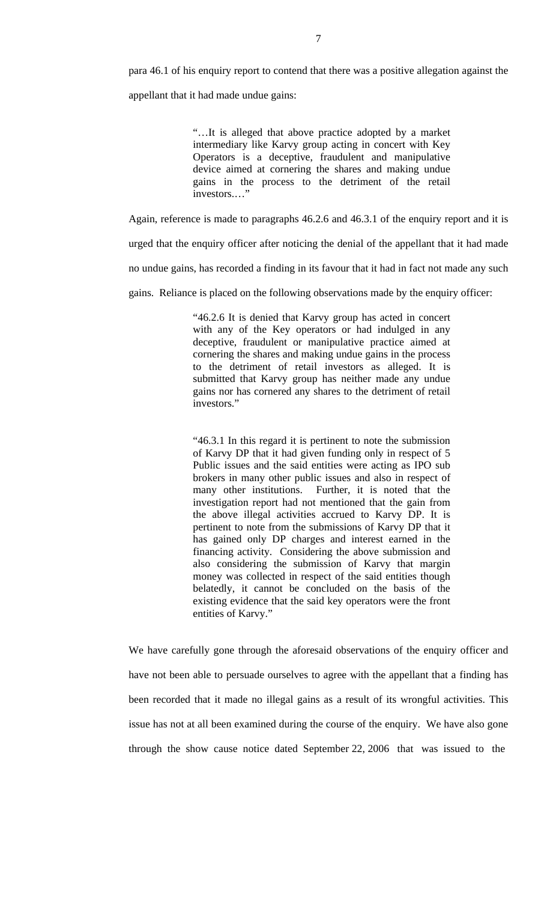para 46.1 of his enquiry report to contend that there was a positive allegation against the appellant that it had made undue gains:

> "…It is alleged that above practice adopted by a market intermediary like Karvy group acting in concert with Key Operators is a deceptive, fraudulent and manipulative device aimed at cornering the shares and making undue gains in the process to the detriment of the retail investors.…"

Again, reference is made to paragraphs 46.2.6 and 46.3.1 of the enquiry report and it is urged that the enquiry officer after noticing the denial of the appellant that it had made no undue gains, has recorded a finding in its favour that it had in fact not made any such gains. Reliance is placed on the following observations made by the enquiry officer:

> "46.2.6 It is denied that Karvy group has acted in concert with any of the Key operators or had indulged in any deceptive, fraudulent or manipulative practice aimed at cornering the shares and making undue gains in the process to the detriment of retail investors as alleged. It is submitted that Karvy group has neither made any undue gains nor has cornered any shares to the detriment of retail investors."

> "46.3.1 In this regard it is pertinent to note the submission of Karvy DP that it had given funding only in respect of 5 Public issues and the said entities were acting as IPO sub brokers in many other public issues and also in respect of many other institutions. Further, it is noted that the investigation report had not mentioned that the gain from the above illegal activities accrued to Karvy DP. It is pertinent to note from the submissions of Karvy DP that it has gained only DP charges and interest earned in the financing activity. Considering the above submission and also considering the submission of Karvy that margin money was collected in respect of the said entities though belatedly, it cannot be concluded on the basis of the existing evidence that the said key operators were the front entities of Karvy."

We have carefully gone through the aforesaid observations of the enquiry officer and have not been able to persuade ourselves to agree with the appellant that a finding has been recorded that it made no illegal gains as a result of its wrongful activities. This issue has not at all been examined during the course of the enquiry. We have also gone through the show cause notice dated September 22, 2006 that was issued to the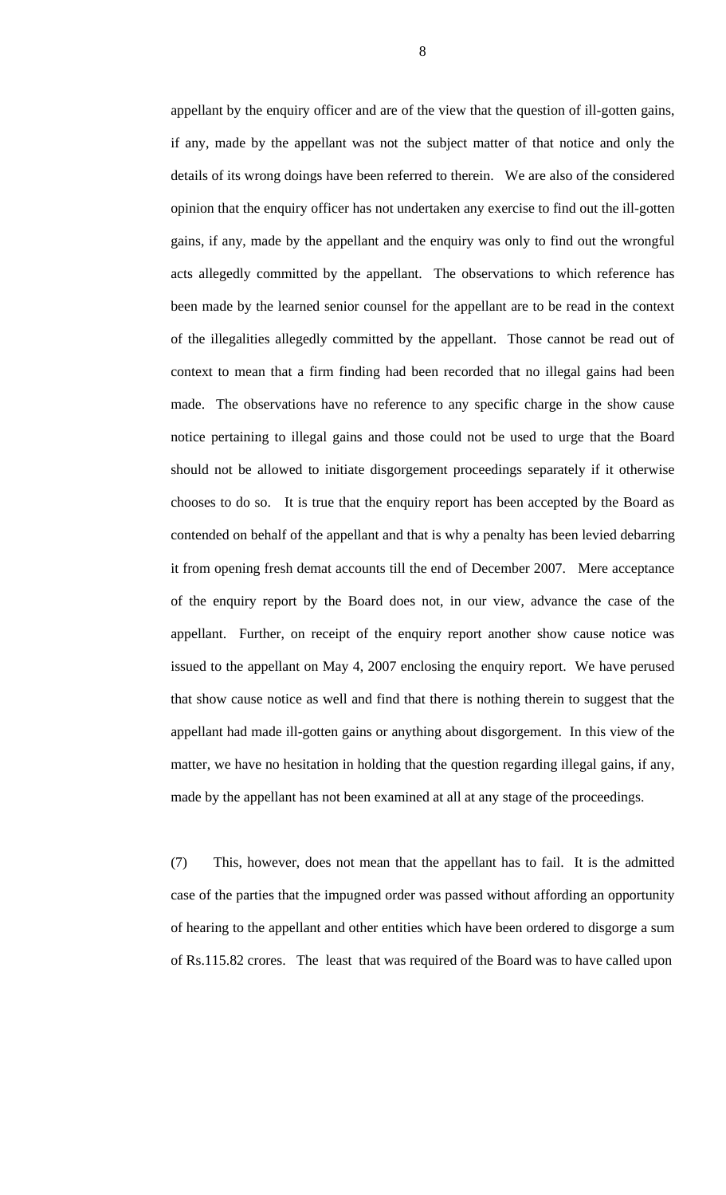appellant by the enquiry officer and are of the view that the question of ill-gotten gains, if any, made by the appellant was not the subject matter of that notice and only the details of its wrong doings have been referred to therein. We are also of the considered opinion that the enquiry officer has not undertaken any exercise to find out the ill-gotten gains, if any, made by the appellant and the enquiry was only to find out the wrongful acts allegedly committed by the appellant. The observations to which reference has been made by the learned senior counsel for the appellant are to be read in the context of the illegalities allegedly committed by the appellant. Those cannot be read out of context to mean that a firm finding had been recorded that no illegal gains had been made. The observations have no reference to any specific charge in the show cause notice pertaining to illegal gains and those could not be used to urge that the Board should not be allowed to initiate disgorgement proceedings separately if it otherwise chooses to do so. It is true that the enquiry report has been accepted by the Board as contended on behalf of the appellant and that is why a penalty has been levied debarring it from opening fresh demat accounts till the end of December 2007. Mere acceptance of the enquiry report by the Board does not, in our view, advance the case of the appellant. Further, on receipt of the enquiry report another show cause notice was issued to the appellant on May 4, 2007 enclosing the enquiry report. We have perused that show cause notice as well and find that there is nothing therein to suggest that the appellant had made ill-gotten gains or anything about disgorgement. In this view of the matter, we have no hesitation in holding that the question regarding illegal gains, if any, made by the appellant has not been examined at all at any stage of the proceedings.

(7) This, however, does not mean that the appellant has to fail. It is the admitted case of the parties that the impugned order was passed without affording an opportunity of hearing to the appellant and other entities which have been ordered to disgorge a sum of Rs.115.82 crores. The least that was required of the Board was to have called upon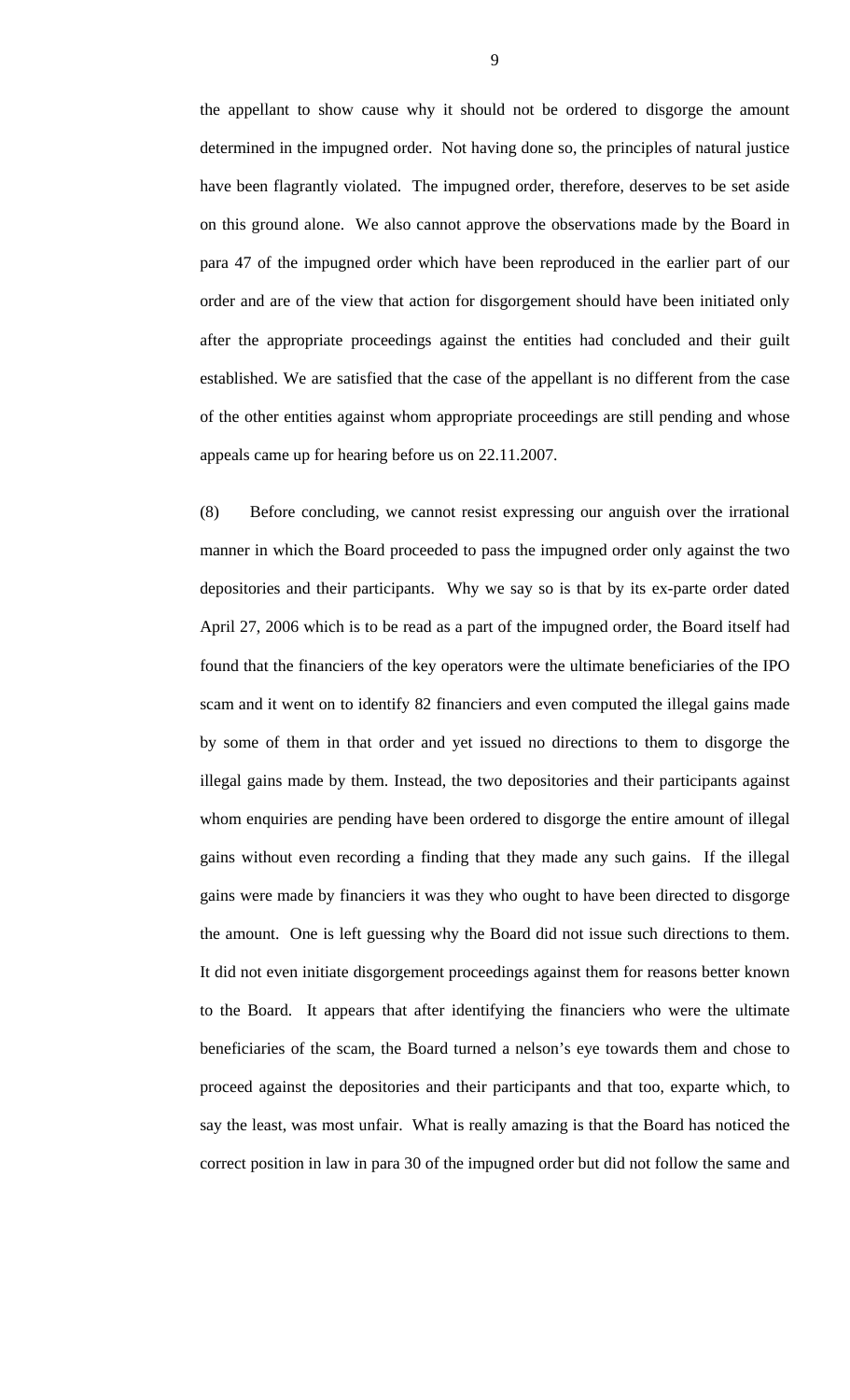the appellant to show cause why it should not be ordered to disgorge the amount determined in the impugned order. Not having done so, the principles of natural justice have been flagrantly violated. The impugned order, therefore, deserves to be set aside on this ground alone. We also cannot approve the observations made by the Board in para 47 of the impugned order which have been reproduced in the earlier part of our order and are of the view that action for disgorgement should have been initiated only after the appropriate proceedings against the entities had concluded and their guilt established. We are satisfied that the case of the appellant is no different from the case of the other entities against whom appropriate proceedings are still pending and whose appeals came up for hearing before us on 22.11.2007.

(8) Before concluding, we cannot resist expressing our anguish over the irrational manner in which the Board proceeded to pass the impugned order only against the two depositories and their participants. Why we say so is that by its ex-parte order dated April 27, 2006 which is to be read as a part of the impugned order, the Board itself had found that the financiers of the key operators were the ultimate beneficiaries of the IPO scam and it went on to identify 82 financiers and even computed the illegal gains made by some of them in that order and yet issued no directions to them to disgorge the illegal gains made by them. Instead, the two depositories and their participants against whom enquiries are pending have been ordered to disgorge the entire amount of illegal gains without even recording a finding that they made any such gains. If the illegal gains were made by financiers it was they who ought to have been directed to disgorge the amount. One is left guessing why the Board did not issue such directions to them. It did not even initiate disgorgement proceedings against them for reasons better known to the Board. It appears that after identifying the financiers who were the ultimate beneficiaries of the scam, the Board turned a nelson's eye towards them and chose to proceed against the depositories and their participants and that too, exparte which, to say the least, was most unfair. What is really amazing is that the Board has noticed the correct position in law in para 30 of the impugned order but did not follow the same and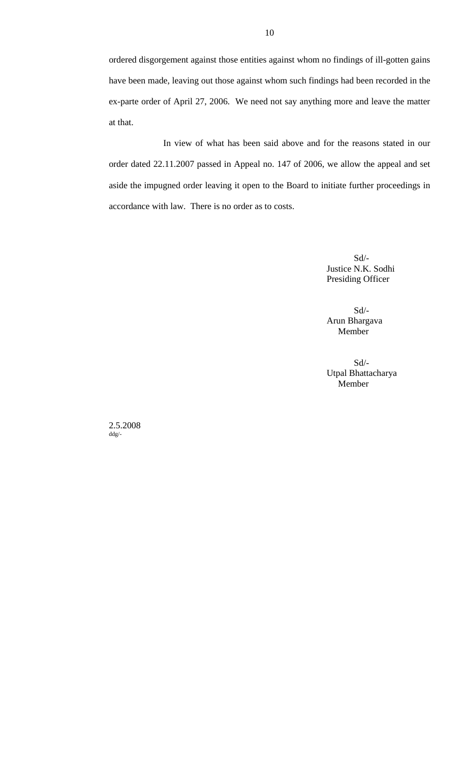ordered disgorgement against those entities against whom no findings of ill-gotten gains have been made, leaving out those against whom such findings had been recorded in the ex-parte order of April 27, 2006. We need not say anything more and leave the matter at that.

In view of what has been said above and for the reasons stated in our order dated 22.11.2007 passed in Appeal no. 147 of 2006, we allow the appeal and set aside the impugned order leaving it open to the Board to initiate further proceedings in accordance with law. There is no order as to costs.

Sd/-
Justice N.K. Sodhi
Presiding Officer

Sd/-
Arun Bhargava
Member

Sd/-
Utpal Bhattacharya
Member

2.5.2008
ddg/-